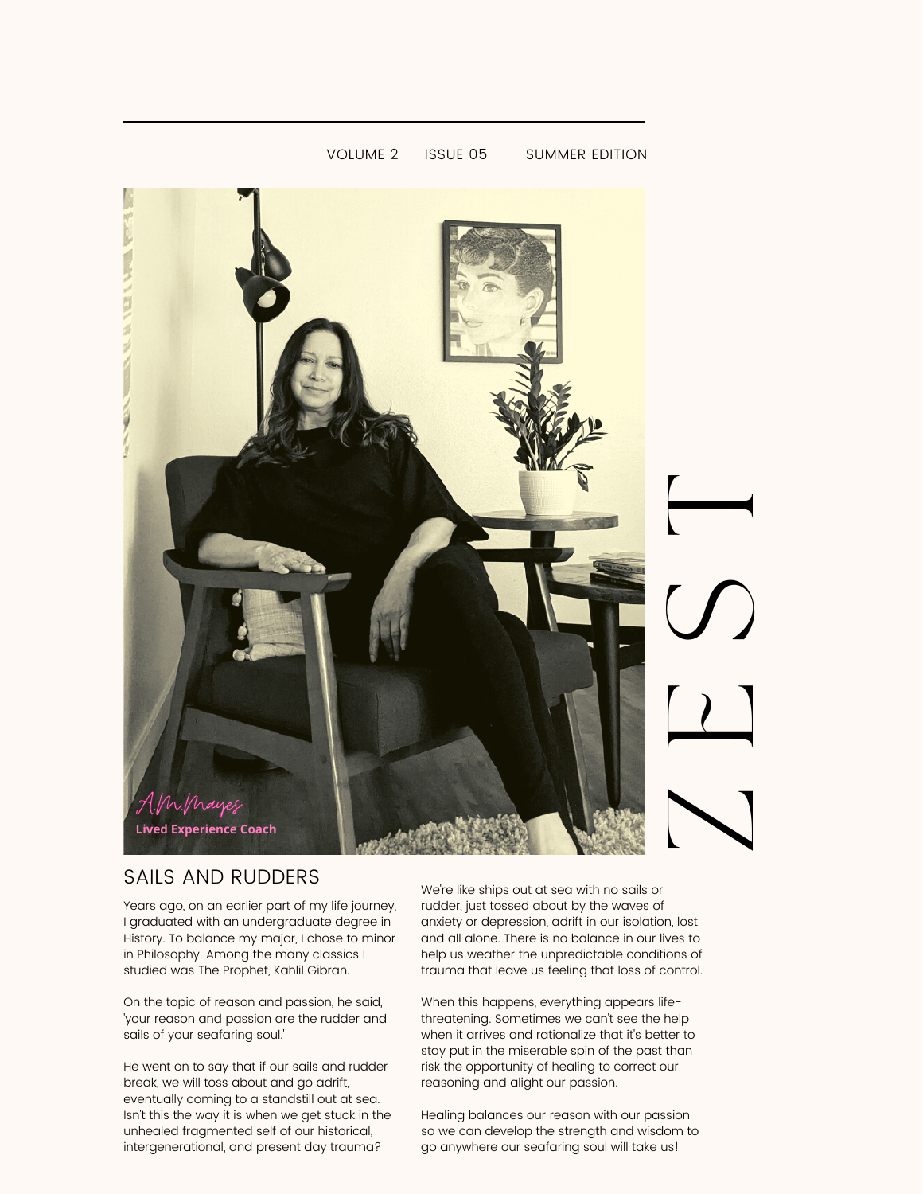# ZEST

VOLUME 2 ISSUE 05 SUMMER EDITION

A.M.Mayes

**Lived Experience Coach**

## SAILS AND RUDDERS

Years ago, on an earlier part of my life journey, I graduated with an undergraduate degree in History. To balance my major, I chose to minor in Philosophy. Among the many classics I studied was The Prophet, Kahlil Gibran.

On the topic of reason and passion, he said, 'your reason and passion are the rudder and sails of your seafaring soul.'

He went on to say that if our sails and rudder break, we will toss about and go adrift, eventually coming to a standstill out at sea. Isn't this the way it is when we get stuck in the unhealed fragmented self of our historical, intergenerational, and present day trauma?

We're like ships out at sea with no sails or rudder, just tossed about by the waves of anxiety or depression, adrift in our isolation, lost and all alone. There is no balance in our lives to help us weather the unpredictable conditions of trauma that leave us feeling that loss of control.

When this happens, everything appears life-threatening. Sometimes we can't see the help when it arrives and rationalize that it's better to stay put in the miserable spin of the past than risk the opportunity of healing to correct our reasoning and alight our passion.

Healing balances our reason with our passion so we can develop the strength and wisdom to go anywhere our seafaring soul will take us!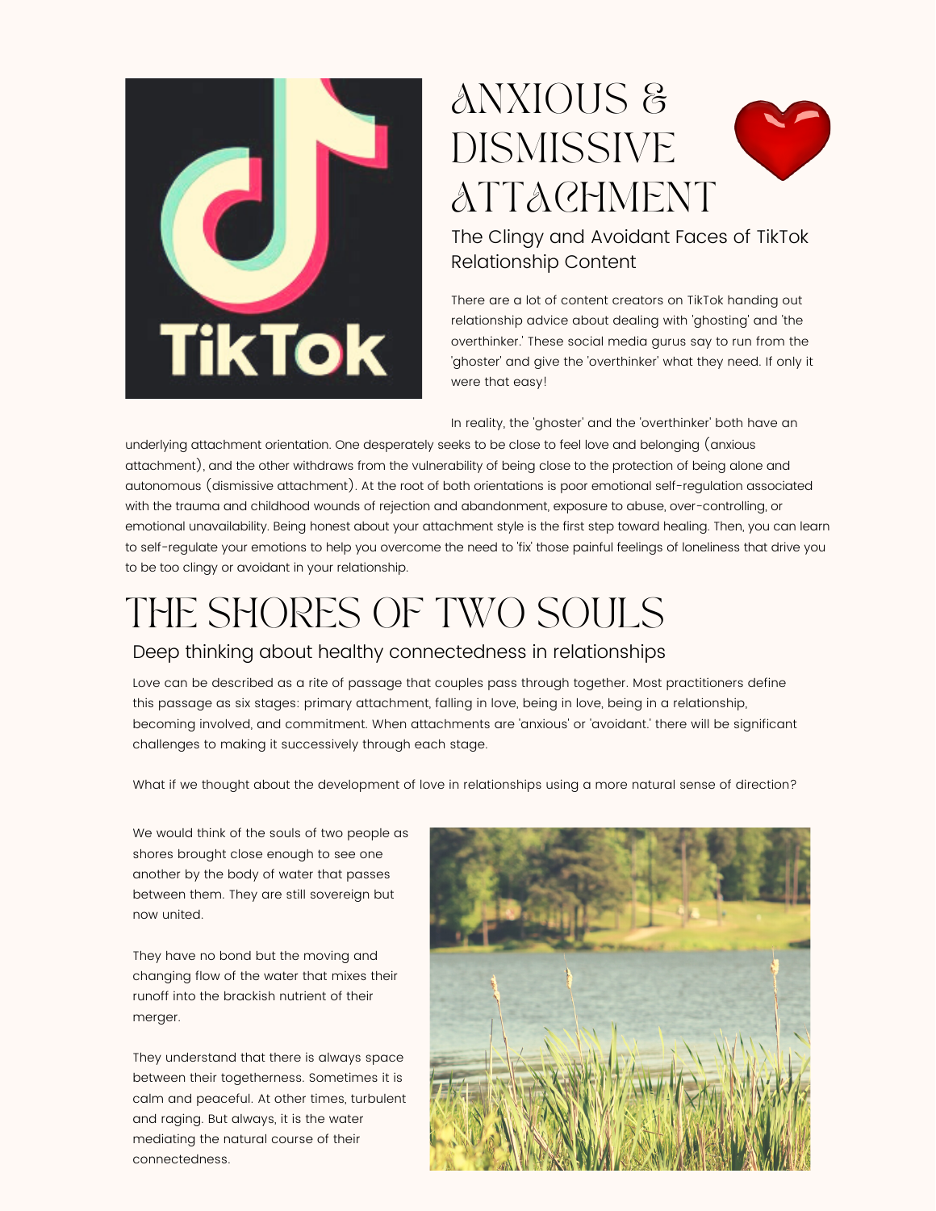# ANXIOUS & DISMISSIVE ATTACHMENT

## The Clingy and Avoidant Faces of TikTok Relationship Content

There are a lot of content creators on TikTok handing out relationship advice about dealing with 'ghosting' and 'the overthinker.' These social media gurus say to run from the 'ghoster' and give the 'overthinker' what they need. If only it were that easy!

In reality, the 'ghoster' and the 'overthinker' both have an underlying attachment orientation. One desperately seeks to be close to feel love and belonging (anxious attachment), and the other withdraws from the vulnerability of being close to the protection of being alone and autonomous (dismissive attachment). At the root of both orientations is poor emotional self-regulation associated with the trauma and childhood wounds of rejection and abandonment, exposure to abuse, over-controlling, or emotional unavailability. Being honest about your attachment style is the first step toward healing. Then, you can learn to self-regulate your emotions to help you overcome the need to 'fix' those painful feelings of loneliness that drive you to be too clingy or avoidant in your relationship.

# THE SHORES OF TWO SOULS

## Deep thinking about healthy connectedness in relationships

Love can be described as a rite of passage that couples pass through together. Most practitioners define this passage as six stages: primary attachment, falling in love, being in love, being in a relationship, becoming involved, and commitment. When attachments are 'anxious' or 'avoidant.' there will be significant challenges to making it successively through each stage.

What if we thought about the development of love in relationships using a more natural sense of direction?

We would think of the souls of two people as shores brought close enough to see one another by the body of water that passes between them. They are still sovereign but now united.

They have no bond but the moving and changing flow of the water that mixes their runoff into the brackish nutrient of their merger.

They understand that there is always space between their togetherness. Sometimes it is calm and peaceful. At other times, turbulent and raging. But always, it is the water mediating the natural course of their connectedness.